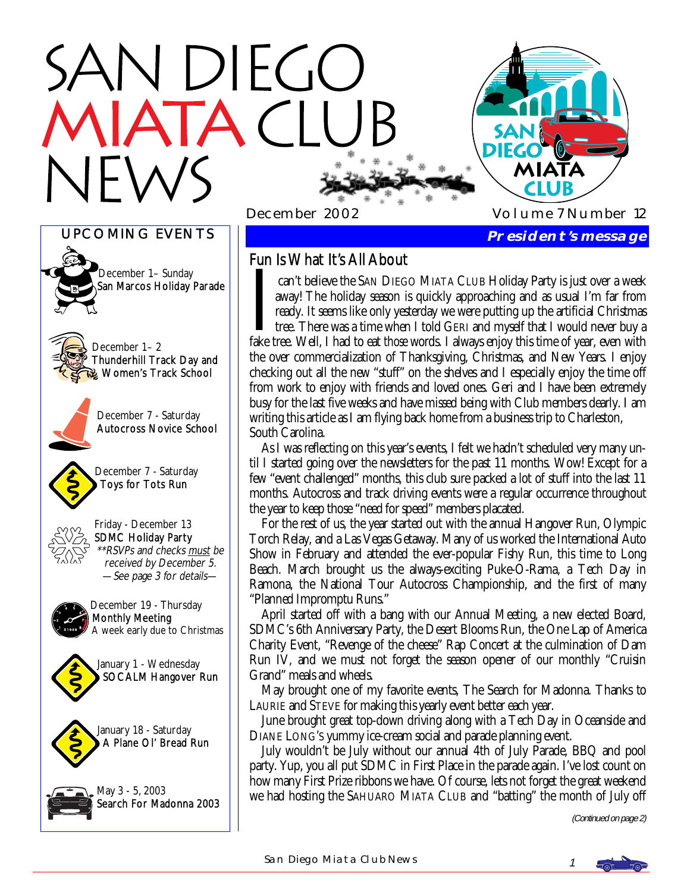# SAN DIEGO MIATA CLUB NEWS

December 2002 — Volume 7 Number 12

## UPCOMING EVENTS

December 1– Sunday
San Marcos Holiday Parade

December 1– 2
Thunderhill Track Day and Women's Track School

December 7 - Saturday
Autocross Novice School

December 7 - Saturday
Toys for Tots Run

Friday - December 13
SDMC Holiday Party
*\*\*RSVPs and checks must be received by December 5.*
*—See page 3 for details—*

December 19 - Thursday
Monthly Meeting
A week early due to Christmas

January 1 - Wednesday
SOCALM Hangover Run

January 18 - Saturday
A Plane Ol' Bread Run

May 3 - 5, 2003
Search For Madonna 2003

## President's message

### Fun Is What It's All About

I can't believe the San Diego Miata Club Holiday Party is just over a week away! The holiday season is quickly approaching and as usual I'm far from ready. It seems like only yesterday we were putting up the artificial Christmas tree. There was a time when I told Geri and myself that I would never buy a fake tree. Well, I had to eat those words. I always enjoy this time of year, even with the over commercialization of Thanksgiving, Christmas, and New Years. I enjoy checking out all the new "stuff" on the shelves and I especially enjoy the time off from work to enjoy with friends and loved ones. Geri and I have been extremely busy for the last five weeks and have missed being with Club members dearly. I am writing this article as I am flying back home from a business trip to Charleston, South Carolina.

As I was reflecting on this year's events, I felt we hadn't scheduled very many until I started going over the newsletters for the past 11 months. Wow! Except for a few "event challenged" months, this club sure packed a lot of stuff into the last 11 months. Autocross and track driving events were a regular occurrence throughout the year to keep those "need for speed" members placated.

For the rest of us, the year started out with the annual Hangover Run, Olympic Torch Relay, and a Las Vegas Getaway. Many of us worked the International Auto Show in February and attended the ever-popular Fishy Run, this time to Long Beach. March brought us the always-exciting Puke-O-Rama, a Tech Day in Ramona, the National Tour Autocross Championship, and the first of many "Planned Impromptu Runs."

April started off with a bang with our Annual Meeting, a new elected Board, SDMC's 6th Anniversary Party, the Desert Blooms Run, the One Lap of America Charity Event, "Revenge of the cheese" Rap Concert at the culmination of Dam Run IV, and we must not forget the season opener of our monthly "Cruisin Grand" meals and wheels.

May brought one of my favorite events, The Search for Madonna. Thanks to Laurie and Steve for making this yearly event better each year.

June brought great top-down driving along with a Tech Day in Oceanside and Diane Long's yummy ice-cream social and parade planning event.

July wouldn't be July without our annual 4th of July Parade, BBQ and pool party. Yup, you all put SDMC in First Place in the parade again. I've lost count on how many First Prize ribbons we have. Of course, lets not forget the great weekend we had hosting the Sahuaro Miata Club and "batting" the month of July off

*(Continued on page 2)*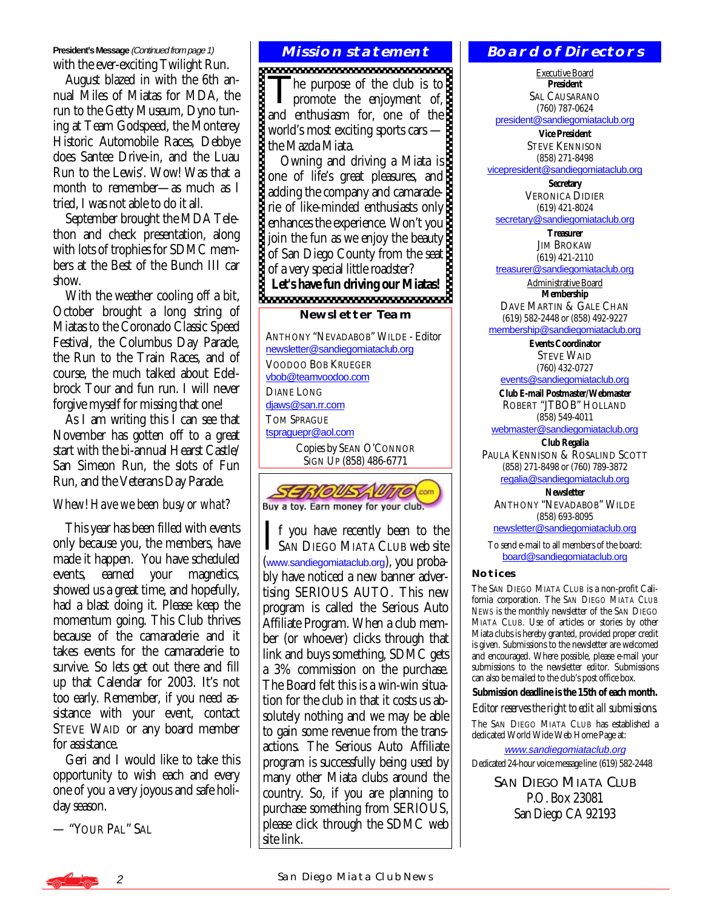**President's Message** *(Continued from page 1)*

with the ever-exciting Twilight Run.

August blazed in with the 6th annual Miles of Miatas for MDA, the run to the Getty Museum, Dyno tuning at Team Godspeed, the Monterey Historic Automobile Races, Debbye does Santee Drive-in, and the Luau Run to the Lewis'. Wow! Was that a month to remember—as much as I tried, I was not able to do it all.

September brought the MDA Telethon and check presentation, along with lots of trophies for SDMC members at the Best of the Bunch III car show.

With the weather cooling off a bit, October brought a long string of Miatas to the Coronado Classic Speed Festival, the Columbus Day Parade, the Run to the Train Races, and of course, the much talked about Edelbrock Tour and fun run. I will never forgive myself for missing that one!

As I am writing this I can see that November has gotten off to a great start with the bi-annual Hearst Castle/San Simeon Run, the slots of Fun Run, and the Veterans Day Parade.

*Whew! Have we been busy or what?*

This year has been filled with events only because you, the members, have made it happen. You have scheduled events, earned your magnetics, showed us a great time, and hopefully, had a blast doing it. Please keep the momentum going. This Club thrives because of the camaraderie and it takes events for the camaraderie to survive. So lets get out there and fill up that Calendar for 2003. It's not too early. Remember, if you need assistance with your event, contact STEVE WAID or any board member for assistance.

Geri and I would like to take this opportunity to wish each and every one of you a very joyous and safe holiday season.

— "YOUR PAL" SAL

## Mission statement

The purpose of the club is to promote the enjoyment of, and enthusiasm for, one of the world's most exciting sports cars — the Mazda Miata.

Owning and driving a Miata is one of life's great pleasures, and adding the company and camaraderie of like-minded enthusiasts only enhances the experience. Won't you join the fun as we enjoy the beauty of San Diego County from the seat of a very special little roadster?

**Let's have fun driving our Miatas!**

### Newsletter Team

ANTHONY "NEVADABOB" WILDE - Editor
newsletter@sandiegomiataclub.org

VOODOO BOB KRUEGER
vbob@teamvoodoo.com

DIANE LONG
djaws@san.rr.com

TOM SPRAGUE
tspraguepr@aol.com

Copies by SEAN O'CONNOR
SIGN UP (858) 486-6771

SERIOUSAUTO.com
Buy a toy. Earn money for your club.

If you have recently been to the SAN DIEGO MIATA CLUB web site (www.sandiegomiataclub.org), you probably have noticed a new banner advertising SERIOUS AUTO. This new program is called the Serious Auto Affiliate Program. When a club member (or whoever) clicks through that link and buys something, SDMC gets a 3% commission on the purchase. The Board felt this is a win-win situation for the club in that it costs us absolutely nothing and we may be able to gain some revenue from the transactions. The Serious Auto Affiliate program is successfully being used by many other Miata clubs around the country. So, if you are planning to purchase something from SERIOUS, please click through the SDMC web site link.

## Board of Directors

Executive Board

**President**
SAL CAUSARANO
(760) 787-0624
president@sandiegomiataclub.org

**Vice President**
STEVE KENNISON
(858) 271-8498
vicepresident@sandiegomiataclub.org

**Secretary**
VERONICA DIDIER
(619) 421-8024
secretary@sandiegomiataclub.org

**Treasurer**
JIM BROKAW
(619) 421-2110
treasurer@sandiegomiataclub.org

Administrative Board

**Membership**
DAVE MARTIN & GALE CHAN
(619) 582-2448 or (858) 492-9227
membership@sandiegomiataclub.org

**Events Coordinator**
STEVE WAID
(760) 432-0727
events@sandiegomiataclub.org

**Club E-mail Postmaster/Webmaster**
ROBERT "JTBOB" HOLLAND
(858) 549-4011
webmaster@sandiegomiataclub.org

**Club Regalia**
PAULA KENNISON & ROSALIND SCOTT
(858) 271-8498 or (760) 789-3872
regalia@sandiegomiataclub.org

**Newsletter**
ANTHONY "NEVADABOB" WILDE
(858) 693-8095
newsletter@sandiegomiataclub.org

To send e-mail to all members of the board:
board@sandiegomiataclub.org

### Notices

The SAN DIEGO MIATA CLUB is a non-profit California corporation. The SAN DIEGO MIATA CLUB NEWS is the monthly newsletter of the SAN DIEGO MIATA CLUB. Use of articles or stories by other Miata clubs is hereby granted, provided proper credit is given. Submissions to the newsletter are welcomed and encouraged. Where possible, please e-mail your submissions to the newsletter editor. Submissions can also be mailed to the club's post office box.

**Submission deadline is the 15th of each month.**

*Editor reserves the right to edit all submissions.*

The SAN DIEGO MIATA CLUB has established a dedicated World Wide Web Home Page at:

*www.sandiegomiataclub.org*

Dedicated 24-hour voice message line: (619) 582-2448

SAN DIEGO MIATA CLUB
P.O. Box 23081
San Diego CA 92193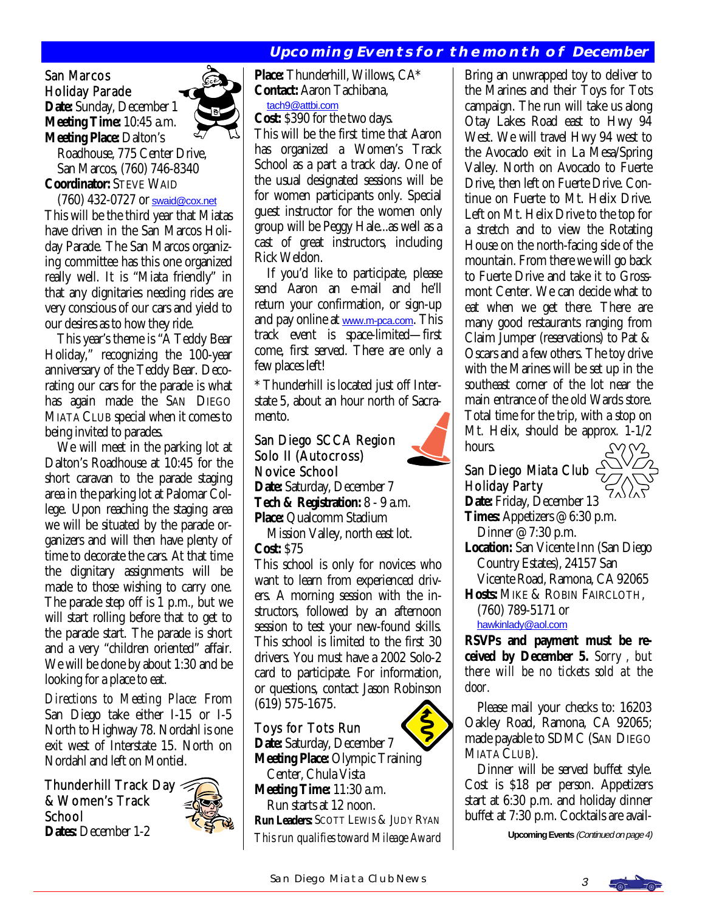## Upcoming Events for the month of December

### San Marcos Holiday Parade

**Date:** Sunday, December 1
**Meeting Time:** 10:45 a.m.
**Meeting Place:** Dalton's Roadhouse, 775 Center Drive, San Marcos, (760) 746-8340
**Coordinator:** STEVE WAID (760) 432-0727 or swaid@cox.net

This will be the third year that Miatas have driven in the San Marcos Holiday Parade. The San Marcos organizing committee has this one organized really well. It is "Miata friendly" in that any dignitaries needing rides are very conscious of our cars and yield to our desires as to how they ride.

This year's theme is "A Teddy Bear Holiday," recognizing the 100-year anniversary of the Teddy Bear. Decorating our cars for the parade is what has again made the SAN DIEGO MIATA CLUB special when it comes to being invited to parades.

We will meet in the parking lot at Dalton's Roadhouse at 10:45 for the short caravan to the parade staging area in the parking lot at Palomar College. Upon reaching the staging area we will be situated by the parade organizers and will then have plenty of time to decorate the cars. At that time the dignitary assignments will be made to those wishing to carry one. The parade step off is 1 p.m., but we will start rolling before that to get to the parade start. The parade is short and a very "children oriented" affair. We will be done by about 1:30 and be looking for a place to eat.

*Directions to Meeting Place:* From San Diego take either I-15 or I-5 North to Highway 78. Nordahl is one exit west of Interstate 15. North on Nordahl and left on Montiel.

### Thunderhill Track Day & Women's Track School

**Dates:** December 1-2
**Place:** Thunderhill, Willows, CA*
**Contact:** Aaron Tachibana, tach9@attbi.com
**Cost:** $390 for the two days.

This will be the first time that Aaron has organized a Women's Track School as a part a track day. One of the usual designated sessions will be for women participants only. Special guest instructor for the women only group will be Peggy Hale...as well as a cast of great instructors, including Rick Weldon.

If you'd like to participate, please send Aaron an e-mail and he'll return your confirmation, or sign-up and pay online at www.m-pca.com. This track event is space-limited—first come, first served. There are only a few places left!

\* Thunderhill is located just off Interstate 5, about an hour north of Sacramento.

### San Diego SCCA Region Solo II (Autocross) Novice School

**Date:** Saturday, December 7
**Tech & Registration:** 8 - 9 a.m.
**Place:** Qualcomm Stadium Mission Valley, north east lot.
**Cost:** $75

This school is only for novices who want to learn from experienced drivers. A morning session with the instructors, followed by an afternoon session to test your new-found skills. This school is limited to the first 30 drivers. You must have a 2002 Solo-2 card to participate. For information, or questions, contact Jason Robinson (619) 575-1675.

### Toys for Tots Run

**Date:** Saturday, December 7
**Meeting Place:** Olympic Training Center, Chula Vista
**Meeting Time:** 11:30 a.m. Run starts at 12 noon.
**Run Leaders:** SCOTT LEWIS & JUDY RYAN

*This run qualifies toward Mileage Award*

Bring an unwrapped toy to deliver to the Marines and their Toys for Tots campaign. The run will take us along Otay Lakes Road east to Hwy 94 West. We will travel Hwy 94 west to the Avocado exit in La Mesa/Spring Valley. North on Avocado to Fuerte Drive, then left on Fuerte Drive. Continue on Fuerte to Mt. Helix Drive. Left on Mt. Helix Drive to the top for a stretch and to view the Rotating House on the north-facing side of the mountain. From there we will go back to Fuerte Drive and take it to Grossmont Center. We can decide what to eat when we get there. There are many good restaurants ranging from Claim Jumper (reservations) to Pat & Oscars and a few others. The toy drive with the Marines will be set up in the southeast corner of the lot near the main entrance of the old Wards store. Total time for the trip, with a stop on Mt. Helix, should be approx. 1-1/2 hours.

### San Diego Miata Club Holiday Party

**Date:** Friday, December 13
**Times:** Appetizers @ 6:30 p.m. Dinner @ 7:30 p.m.
**Location:** San Vicente Inn (San Diego Country Estates), 24157 San Vicente Road, Ramona, CA 92065
**Hosts:** MIKE & ROBIN FAIRCLOTH, (760) 789-5171 or hawkinlady@aol.com

**RSVPs and payment must be received by December 5.** *Sorry, but there will be no tickets sold at the door.*

Please mail your checks to: 16203 Oakley Road, Ramona, CA 92065; made payable to SDMC (SAN DIEGO MIATA CLUB).

Dinner will be served buffet style. Cost is $18 per person. Appetizers start at 6:30 p.m. and holiday dinner buffet at 7:30 p.m. Cocktails are avail-

**Upcoming Events** *(Continued on page 4)*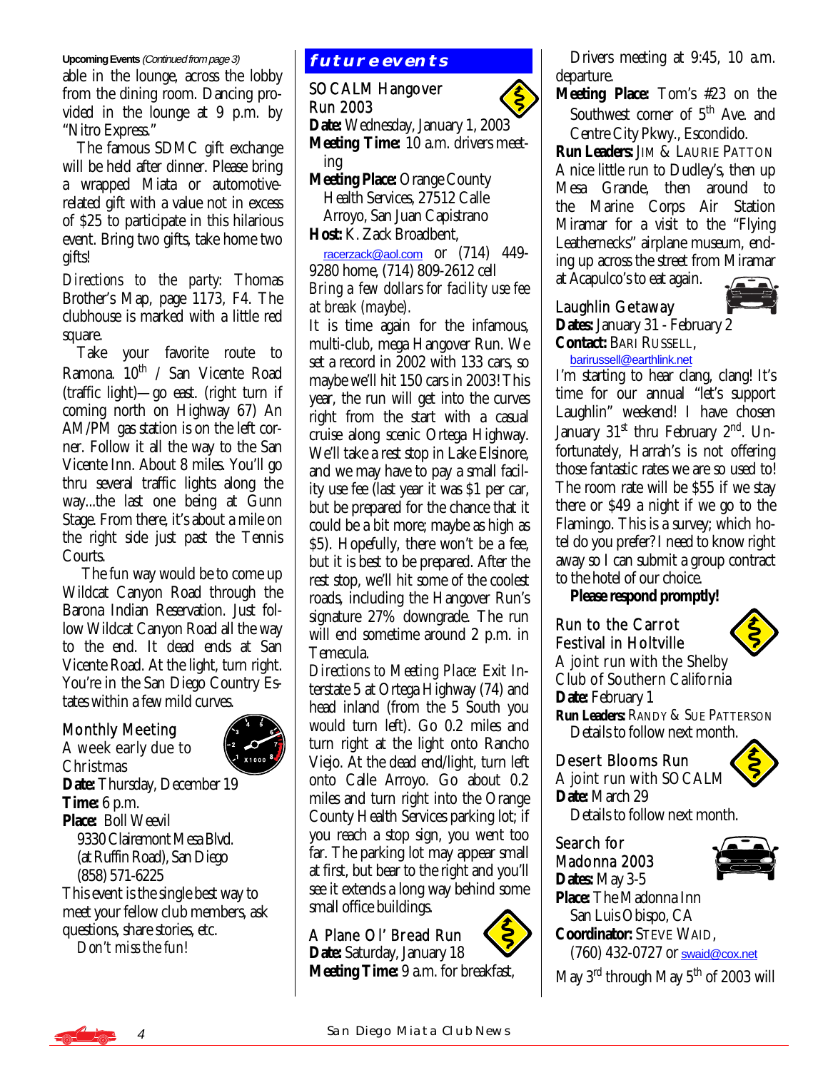**Upcoming Events** *(Continued from page 3)*

able in the lounge, across the lobby from the dining room. Dancing provided in the lounge at 9 p.m. by "Nitro Express."

The famous SDMC gift exchange will be held after dinner. Please bring a wrapped Miata or automotive-related gift with a value not in excess of $25 to participate in this hilarious event. Bring two gifts, take home two gifts!

*Directions to the party*: Thomas Brother's Map, page 1173, F4. The clubhouse is marked with a little red square.

Take your favorite route to Ramona. 10th / San Vicente Road (traffic light)—go east. (right turn if coming north on Highway 67) An AM/PM gas station is on the left corner. Follow it all the way to the San Vicente Inn. About 8 miles. You'll go thru several traffic lights along the way...the last one being at Gunn Stage. From there, it's about a mile on the right side just past the Tennis Courts.

The *fun* way would be to come up Wildcat Canyon Road through the Barona Indian Reservation. Just follow Wildcat Canyon Road all the way to the end. It dead ends at San Vicente Road. At the light, turn right. You're in the San Diego Country Estates within a few mild curves.

### Monthly Meeting

A week early due to Christmas

**Date:** Thursday, December 19

**Time:** 6 p.m.

**Place:** Boll Weevil
9330 Clairemont Mesa Blvd.
(at Ruffin Road), San Diego
(858) 571-6225

This event is the single best way to meet your fellow club members, ask questions, share stories, etc.

*Don't miss the fun!*

## future events

### SOCALM Hangover Run 2003

**Date:** Wednesday, January 1, 2003

**Meeting Time:** 10 a.m. drivers meeting

**Meeting Place:** Orange County Health Services, 27512 Calle Arroyo, San Juan Capistrano

**Host:** K. Zack Broadbent,
racerzack@aol.com or (714) 449-9280 home, (714) 809-2612 cell

*Bring a few dollars for facility use fee at break (maybe).*

It is time again for the infamous, multi-club, mega Hangover Run. We set a record in 2002 with 133 cars, so maybe we'll hit 150 cars in 2003! This year, the run will get into the curves right from the start with a casual cruise along scenic Ortega Highway. We'll take a rest stop in Lake Elsinore, and we may have to pay a small facility use fee (last year it was $1 per car, but be prepared for the chance that it could be a bit more; maybe as high as $5). Hopefully, there won't be a fee, but it is best to be prepared. After the rest stop, we'll hit some of the coolest roads, including the Hangover Run's signature 27% downgrade. The run will end sometime around 2 p.m. in Temecula.

*Directions to Meeting Place*: Exit Interstate 5 at Ortega Highway (74) and head inland (from the 5 South you would turn left). Go 0.2 miles and turn right at the light onto Rancho Viejo. At the dead end/light, turn left onto Calle Arroyo. Go about 0.2 miles and turn right into the Orange County Health Services parking lot; if you reach a stop sign, you went too far. The parking lot may appear small at first, but bear to the right and you'll see it extends a long way behind some small office buildings.

### A Plane Ol' Bread Run

**Date:** Saturday, January 18

**Meeting Time:** 9 a.m. for breakfast, Drivers meeting at 9:45, 10 a.m. departure.

**Meeting Place:** Tom's #23 on the Southwest corner of 5th Ave. and Centre City Pkwy., Escondido.

**Run Leaders:** Jim & Laurie Patton

A nice little run to Dudley's, then up Mesa Grande, then around to the Marine Corps Air Station Miramar for a visit to the "Flying Leathernecks" airplane museum, ending up across the street from Miramar at Acapulco's to eat again.

### Laughlin Getaway

**Dates:** January 31 - February 2

**Contact:** Bari Russell,
barirussell@earthlink.net

I'm starting to hear clang, clang! It's time for our annual "let's support Laughlin" weekend! I have chosen January 31st thru February 2nd. Unfortunately, Harrah's is not offering those fantastic rates we are so used to! The room rate will be $55 if we stay there or $49 a night if we go to the Flamingo. This is a survey; which hotel do you prefer? I need to know right away so I can submit a group contract to the hotel of our choice.

**Please respond promptly!**

### Run to the Carrot Festival in Holtville

A joint run with the Shelby Club of Southern California

**Date:** February 1

**Run Leaders:** Randy & Sue Patterson
Details to follow next month.

### Desert Blooms Run

A joint run with SOCALM

**Date:** March 29
Details to follow next month.

### Search for Madonna 2003

**Dates:** May 3-5

**Place:** The Madonna Inn
San Luis Obispo, CA

**Coordinator:** Steve Waid,
(760) 432-0727 or swaid@cox.net

May 3rd through May 5th of 2003 will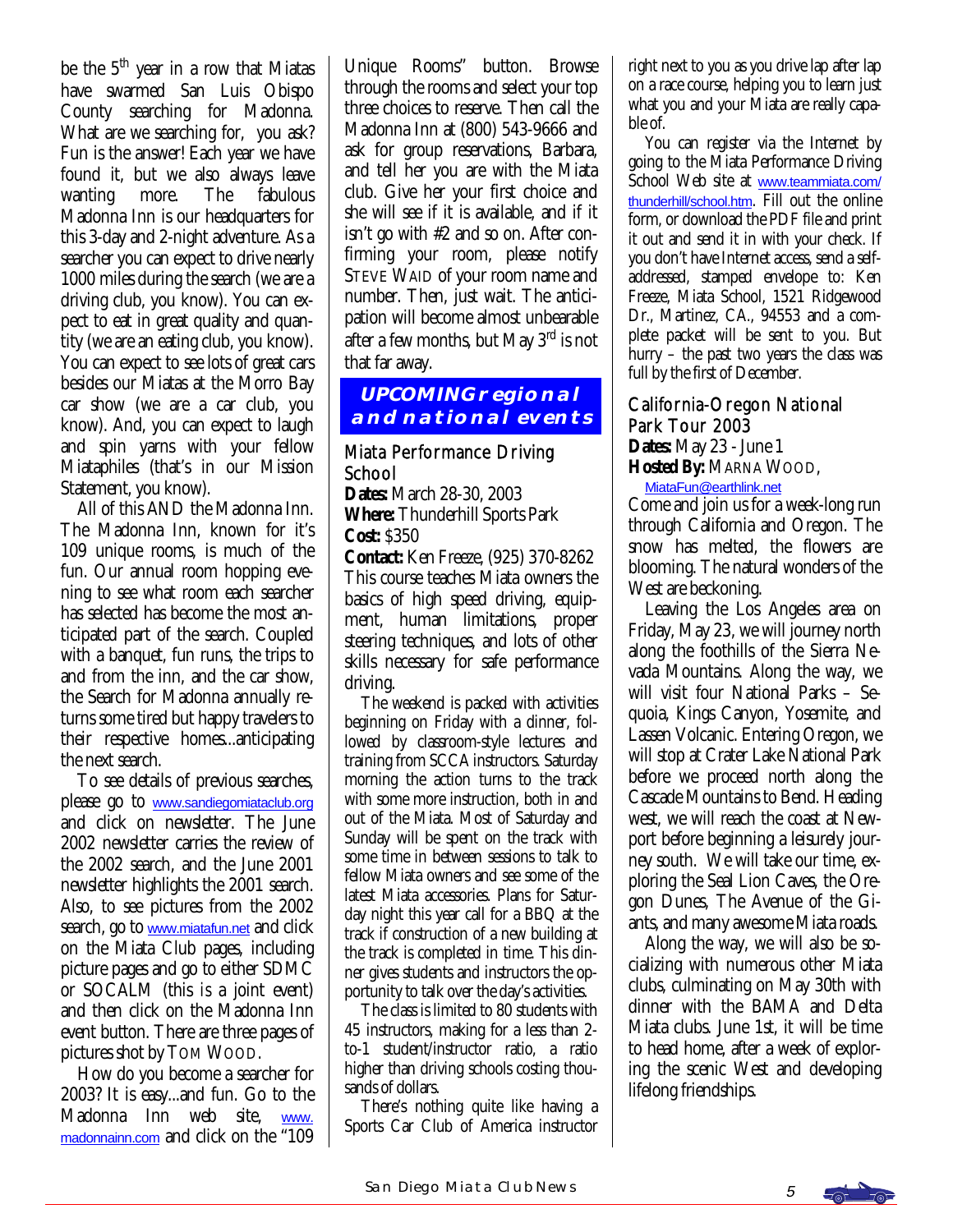be the 5th year in a row that Miatas have swarmed San Luis Obispo County searching for Madonna. What are we searching for, you ask? Fun is the answer! Each year we have found it, but we also always leave wanting more. The fabulous Madonna Inn is our headquarters for this 3-day and 2-night adventure. As a searcher you can expect to drive nearly 1000 miles during the search (we are a driving club, you know). You can expect to eat in great quality and quantity (we are an eating club, you know). You can expect to see lots of great cars besides our Miatas at the Morro Bay car show (we are a car club, you know). And, you can expect to laugh and spin yarns with your fellow Miataphiles (that's in our Mission Statement, you know).

All of this AND the Madonna Inn. The Madonna Inn, known for it's 109 unique rooms, is much of the fun. Our annual room hopping evening to see what room each searcher has selected has become the most anticipated part of the search. Coupled with a banquet, fun runs, the trips to and from the inn, and the car show, the Search for Madonna annually returns some tired but happy travelers to their respective homes...anticipating the next search.

To see details of previous searches, please go to www.sandiegomiataclub.org and click on newsletter. The June 2002 newsletter carries the review of the 2002 search, and the June 2001 newsletter highlights the 2001 search. Also, to see pictures from the 2002 search, go to www.miatafun.net and click on the Miata Club pages, including picture pages and go to either SDMC or SOCALM (this is a joint event) and then click on the Madonna Inn event button. There are three pages of pictures shot by TOM WOOD.

How do you become a searcher for 2003? It is easy...and fun. Go to the Madonna Inn web site, www.madonnainn.com and click on the "109 Unique Rooms" button. Browse through the rooms and select your top three choices to reserve. Then call the Madonna Inn at (800) 543-9666 and ask for group reservations, Barbara, and tell her you are with the Miata club. Give her your first choice and she will see if it is available, and if it isn't go with #2 and so on. After confirming your room, please notify STEVE WAID of your room name and number. Then, just wait. The anticipation will become almost unbearable after a few months, but May 3rd is not that far away.

## UPCOMING regional and national events

### Miata Performance Driving School

**Dates:** March 28-30, 2003
**Where:** Thunderhill Sports Park
**Cost:** $350
**Contact:** Ken Freeze, (925) 370-8262

This course teaches Miata owners the basics of high speed driving, equipment, human limitations, proper steering techniques, and lots of other skills necessary for safe performance driving.

The weekend is packed with activities beginning on Friday with a dinner, followed by classroom-style lectures and training from SCCA instructors. Saturday morning the action turns to the track with some more instruction, both in and out of the Miata. Most of Saturday and Sunday will be spent on the track with some time in between sessions to talk to fellow Miata owners and see some of the latest Miata accessories. Plans for Saturday night this year call for a BBQ at the track if construction of a new building at the track is completed in time. This dinner gives students and instructors the opportunity to talk over the day's activities.

The class is limited to 80 students with 45 instructors, making for a less than 2-to-1 student/instructor ratio, a ratio higher than driving schools costing thousands of dollars.

There's nothing quite like having a Sports Car Club of America instructor right next to you as you drive lap after lap on a race course, helping you to learn just what you and your Miata are really capable of.

You can register via the Internet by going to the Miata Performance Driving School Web site at www.teammiata.com/thunderhill/school.htm. Fill out the online form, or download the PDF file and print it out and send it in with your check. If you don't have Internet access, send a self-addressed, stamped envelope to: Ken Freeze, Miata School, 1521 Ridgewood Dr., Martinez, CA., 94553 and a complete packet will be sent to you. But hurry – the past two years the class was full by the first of December.

### California-Oregon National Park Tour 2003

**Dates:** May 23 - June 1
**Hosted By:** MARNA WOOD, MiataFun@earthlink.net

Come and join us for a week-long run through California and Oregon. The snow has melted, the flowers are blooming. The natural wonders of the West are beckoning.

Leaving the Los Angeles area on Friday, May 23, we will journey north along the foothills of the Sierra Nevada Mountains. Along the way, we will visit four National Parks – Sequoia, Kings Canyon, Yosemite, and Lassen Volcanic. Entering Oregon, we will stop at Crater Lake National Park before we proceed north along the Cascade Mountains to Bend. Heading west, we will reach the coast at Newport before beginning a leisurely journey south. We will take our time, exploring the Seal Lion Caves, the Oregon Dunes, The Avenue of the Giants, and many awesome Miata roads.

Along the way, we will also be socializing with numerous other Miata clubs, culminating on May 30th with dinner with the BAMA and Delta Miata clubs. June 1st, it will be time to head home, after a week of exploring the scenic West and developing lifelong friendships.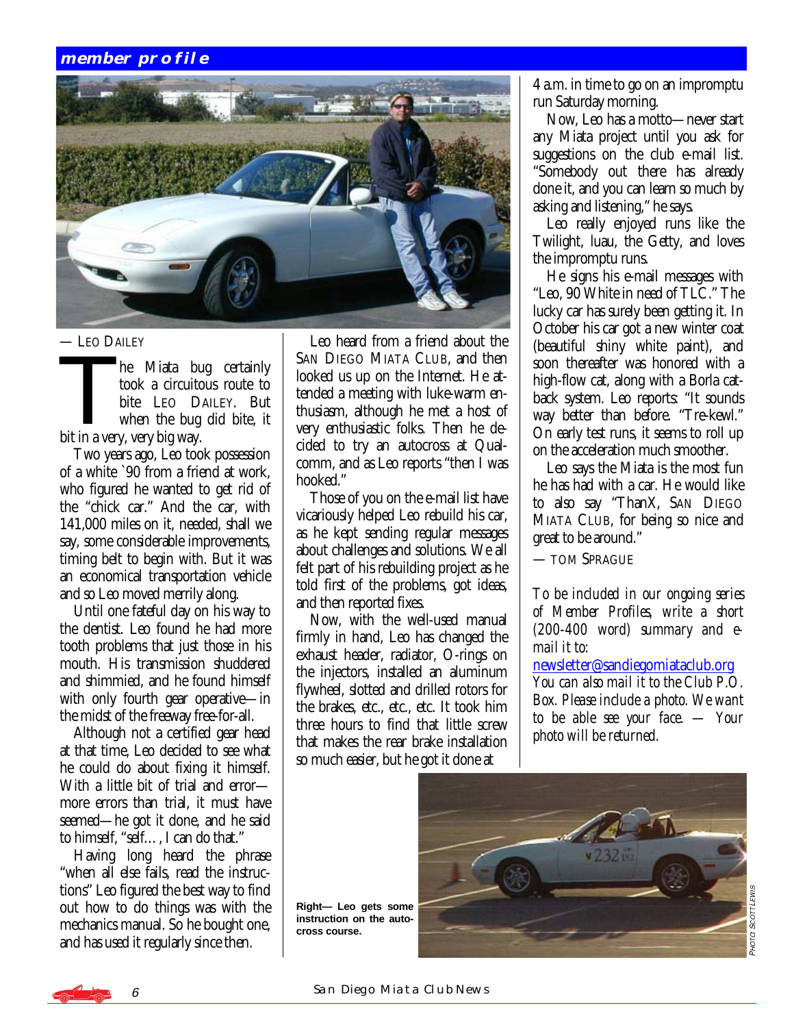## member profile

— LEO DAILEY

The Miata bug certainly took a circuitous route to bite LEO DAILEY. But when the bug did bite, it bit in a very, very big way.

Two years ago, Leo took possession of a white `90 from a friend at work, who figured he wanted to get rid of the "chick car." And the car, with 141,000 miles on it, needed, shall we say, some considerable improvements, timing belt to begin with. But it was an economical transportation vehicle and so Leo moved merrily along.

Until one fateful day on his way to the dentist. Leo found he had more tooth problems that just those in his mouth. His transmission shuddered and shimmied, and he found himself with only fourth gear operative—in the midst of the freeway free-for-all.

Although not a certified gear head at that time, Leo decided to see what he could do about fixing it himself. With a little bit of trial and error—more errors than trial, it must have seemed—he got it done, and he said to himself, "self…, I can do that."

Having long heard the phrase "when all else fails, read the instructions" Leo figured the best way to find out how to do things was with the mechanics manual. So he bought one, and has used it regularly since then.

Leo heard from a friend about the SAN DIEGO MIATA CLUB, and then looked us up on the Internet. He attended a meeting with luke-warm enthusiasm, although he met a host of very enthusiastic folks. Then he decided to try an autocross at Qualcomm, and as Leo reports "then I was hooked."

Those of you on the e-mail list have vicariously helped Leo rebuild his car, as he kept sending regular messages about challenges and solutions. We all felt part of his rebuilding project as he told first of the problems, got ideas, and then reported fixes.

Now, with the well-used manual firmly in hand, Leo has changed the exhaust header, radiator, O-rings on the injectors, installed an aluminum flywheel, slotted and drilled rotors for the brakes, etc., etc., etc. It took him three hours to find that little screw that makes the rear brake installation so much easier, but he got it done at 4 a.m. in time to go on an impromptu run Saturday morning.

Now, Leo has a motto—never start any Miata project until you ask for suggestions on the club e-mail list. "Somebody out there has already done it, and you can learn so much by asking and listening," he says.

Leo really enjoyed runs like the Twilight, luau, the Getty, and loves the impromptu runs.

He signs his e-mail messages with "Leo, 90 White in need of TLC." The lucky car has surely been getting it. In October his car got a new winter coat (beautiful shiny white paint), and soon thereafter was honored with a high-flow cat, along with a Borla cat-back system. Leo reports: "It sounds way better than before. "Tre-kewl." On early test runs, it seems to roll up on the acceleration much smoother.

Leo says the Miata is the most fun he has had with a car. He would like to also say "ThanX, SAN DIEGO MIATA CLUB, for being so nice and great to be around."

— TOM SPRAGUE

*To be included in our ongoing series of Member Profiles, write a short (200-400 word) summary and e-mail it to:*
newsletter@sandiegomiataclub.org
*You can also mail it to the Club P.O. Box. Please include a photo. We want to be able see your face. — Your photo will be returned.*

**Right— Leo gets some instruction on the auto-cross course.**

PHOTO: SCOTT LEWIS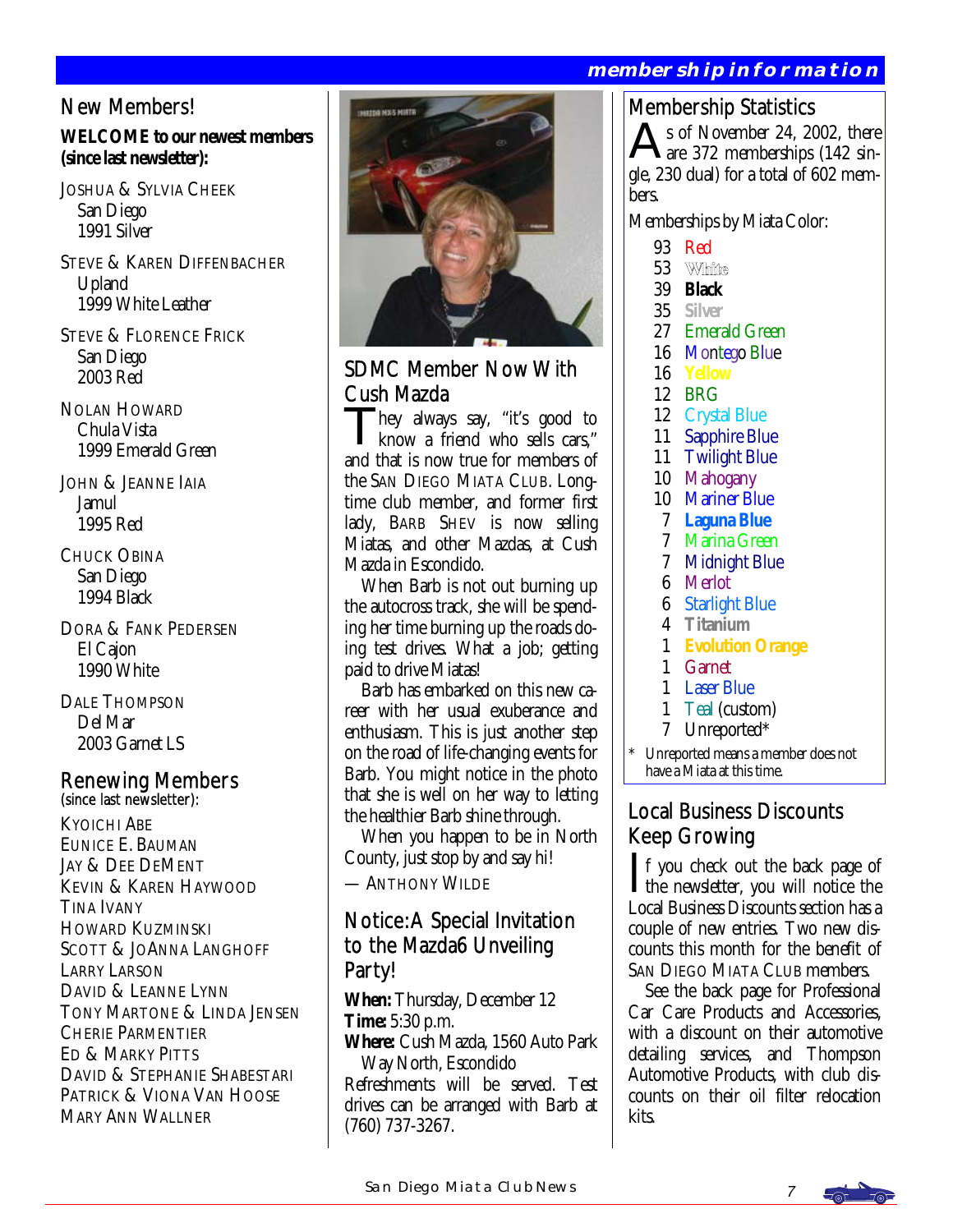## New Members!

**WELCOME to our newest members (since last newsletter):**

JOSHUA & SYLVIA CHEEK
San Diego
1991 Silver

STEVE & KAREN DIFFENBACHER
Upland
1999 White Leather

STEVE & FLORENCE FRICK
San Diego
2003 Red

NOLAN HOWARD
Chula Vista
1999 Emerald Green

JOHN & JEANNE IAIA
Jamul
1995 Red

CHUCK OBINA
San Diego
1994 Black

DORA & FANK PEDERSEN
El Cajon
1990 White

DALE THOMPSON
Del Mar
2003 Garnet LS

## Renewing Members

(since last newsletter):

KYOICHI ABE
EUNICE E. BAUMAN
JAY & DEE DEMENT
KEVIN & KAREN HAYWOOD
TINA IVANY
HOWARD KUZMINSKI
SCOTT & JOANNA LANGHOFF
LARRY LARSON
DAVID & LEANNE LYNN
TONY MARTONE & LINDA JENSEN
CHERIE PARMENTIER
ED & MARKY PITTS
DAVID & STEPHANIE SHABESTARI
PATRICK & VIONA VAN HOOSE
MARY ANN WALLNER

## SDMC Member Now With Cush Mazda

They always say, "it's good to know a friend who sells cars," and that is now true for members of the SAN DIEGO MIATA CLUB. Long-time club member, and former first lady, BARB SHEV is now selling Miatas, and other Mazdas, at Cush Mazda in Escondido.

When Barb is not out burning up the autocross track, she will be spending her time burning up the roads doing test drives. What a job; getting paid to drive Miatas!

Barb has embarked on this new career with her usual exuberance and enthusiasm. This is just another step on the road of life-changing events for Barb. You might notice in the photo that she is well on her way to letting the healthier Barb shine through.

When you happen to be in North County, just stop by and say hi!

— ANTHONY WILDE

## Notice: A Special Invitation to the Mazda6 Unveiling Party!

**When:** Thursday, December 12
**Time:** 5:30 p.m.
**Where:** Cush Mazda, 1560 Auto Park Way North, Escondido

Refreshments will be served. Test drives can be arranged with Barb at (760) 737-3267.

## Membership Statistics

As of November 24, 2002, there are 372 memberships (142 single, 230 dual) for a total of 602 members.

Memberships by Miata Color:

| | |
|---|---|
| 93 | Red |
| 53 | White |
| 39 | Black |
| 35 | Silver |
| 27 | Emerald Green |
| 16 | Montego Blue |
| 16 | Yellow |
| 12 | BRG |
| 12 | Crystal Blue |
| 11 | Sapphire Blue |
| 11 | Twilight Blue |
| 10 | Mahogany |
| 10 | Mariner Blue |
| 7 | Laguna Blue |
| 7 | Marina Green |
| 7 | Midnight Blue |
| 6 | Merlot |
| 6 | Starlight Blue |
| 4 | Titanium |
| 1 | Evolution Orange |
| 1 | Garnet |
| 1 | Laser Blue |
| 1 | Teal (custom) |
| 7 | Unreported* |

\* Unreported means a member does not have a Miata at this time.

## Local Business Discounts Keep Growing

If you check out the back page of the newsletter, you will notice the Local Business Discounts section has a couple of new entries. Two new discounts this month for the benefit of SAN DIEGO MIATA CLUB members.

See the back page for Professional Car Care Products and Accessories, with a discount on their automotive detailing services, and Thompson Automotive Products, with club discounts on their oil filter relocation kits.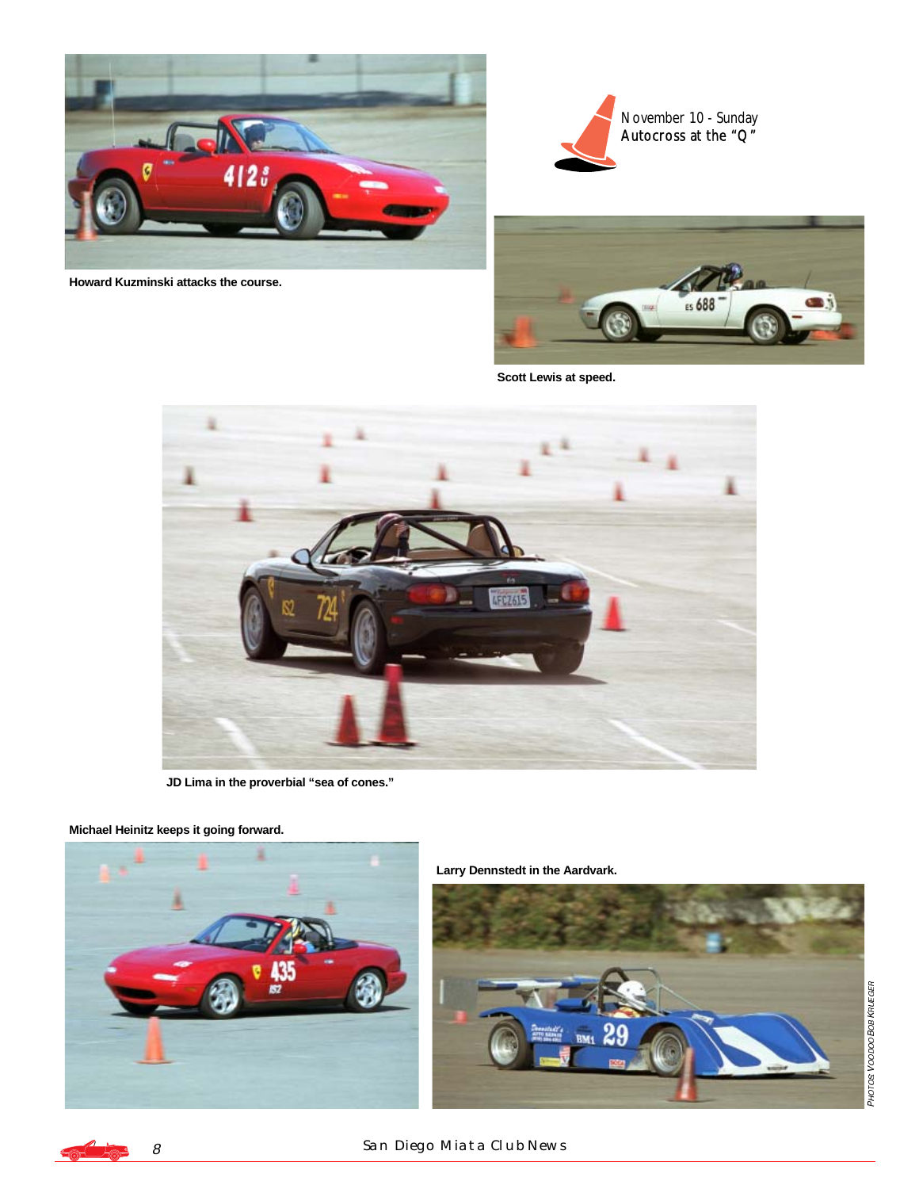November 10 - Sunday
Autocross at the "Q"

Howard Kuzminski attacks the course.

Scott Lewis at speed.

JD Lima in the proverbial "sea of cones."

Michael Heinitz keeps it going forward.

Larry Dennstedt in the Aardvark.

*PHOTOS VOODOO BOB KRUEGER*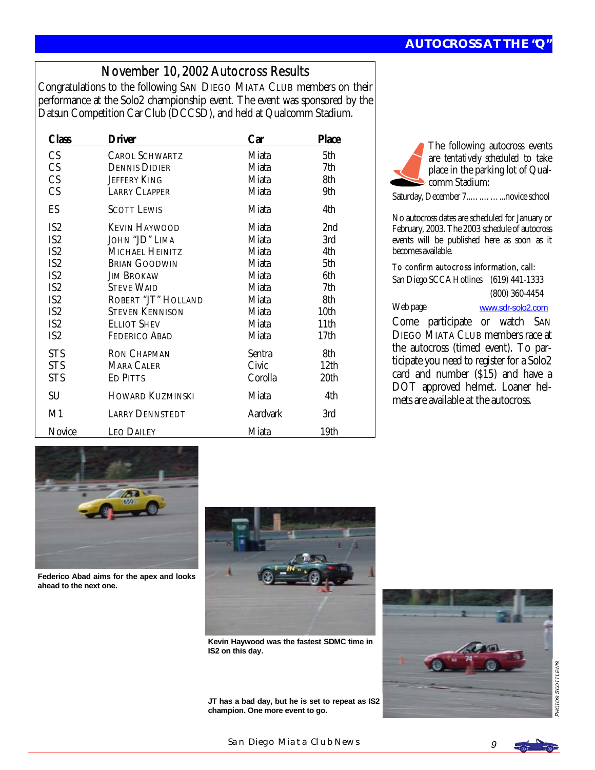## AUTOCROSS AT THE "Q"

### November 10, 2002 Autocross Results

Congratulations to the following San Diego Miata Club members on their performance at the Solo2 championship event. The event was sponsored by the Datsun Competition Car Club (DCCSD), and held at Qualcomm Stadium.

| Class | Driver | Car | Place |
|---|---|---|---|
| CS | Carol Schwartz | Miata | 5th |
| CS | Dennis Didier | Miata | 7th |
| CS | Jeffery King | Miata | 8th |
| CS | Larry Clapper | Miata | 9th |
| ES | Scott Lewis | Miata | 4th |
| IS2 | Kevin Haywood | Miata | 2nd |
| IS2 | John "JD" Lima | Miata | 3rd |
| IS2 | Michael Heinitz | Miata | 4th |
| IS2 | Brian Goodwin | Miata | 5th |
| IS2 | Jim Brokaw | Miata | 6th |
| IS2 | Steve Waid | Miata | 7th |
| IS2 | Robert "JT" Holland | Miata | 8th |
| IS2 | Steven Kennison | Miata | 10th |
| IS2 | Elliot Shev | Miata | 11th |
| IS2 | Federico Abad | Miata | 17th |
| STS | Ron Chapman | Sentra | 8th |
| STS | Mara Caler | Civic | 12th |
| STS | Ed Pitts | Corolla | 20th |
| SU | Howard Kuzminski | Miata | 4th |
| M1 | Larry Dennstedt | Aardvark | 3rd |
| Novice | Leo Dailey | Miata | 19th |

The following autocross events are tentatively scheduled to take place in the parking lot of Qualcomm Stadium:

Saturday, December 7………..novice school

No autocross dates are scheduled for January or February, 2003. The 2003 schedule of autocross events will be published here as soon as it becomes available.

To confirm autocross information, call:

San Diego SCCA Hotlines (619) 441-1333
(800) 360-4454

Web page www.sdr-solo2.com

Come participate or watch San Diego Miata Club members race at the autocross (timed event). To participate you need to register for a Solo2 card and number ($15) and have a DOT approved helmet. Loaner helmets are available at the autocross.

Federico Abad aims for the apex and looks ahead to the next one.

Kevin Haywood was the fastest SDMC time in IS2 on this day.

JT has a bad day, but he is set to repeat as IS2 champion. One more event to go.

Photos Scott Lewis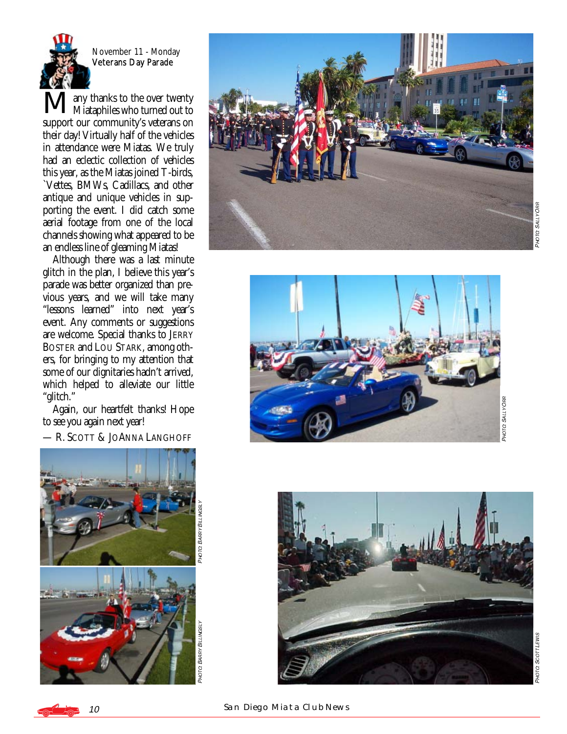November 11 - Monday
**Veterans Day Parade**

Many thanks to the over twenty Miataphiles who turned out to support our community's veterans on their day! Virtually half of the vehicles in attendance were Miatas. We truly had an eclectic collection of vehicles this year, as the Miatas joined T-birds, `Vettes, BMWs, Cadillacs, and other antique and unique vehicles in supporting the event. I did catch some aerial footage from one of the local channels showing what appeared to be an endless line of gleaming Miatas!

Although there was a last minute glitch in the plan, I believe this year's parade was better organized than previous years, and we will take many "lessons learned" into next year's event. Any comments or suggestions are welcome. Special thanks to JERRY BOSTER and LOU STARK, among others, for bringing to my attention that some of our dignitaries hadn't arrived, which helped to alleviate our little "glitch."

Again, our heartfelt thanks! Hope to see you again next year!

— R. SCOTT & JOANNA LANGHOFF

PHOTO: SALLY ORR

PHOTO: SALLY ORR

PHOTO: BARRY BILLINGSLY

PHOTO: BARRY BILLINGSLY

PHOTO: SCOTT LEWIS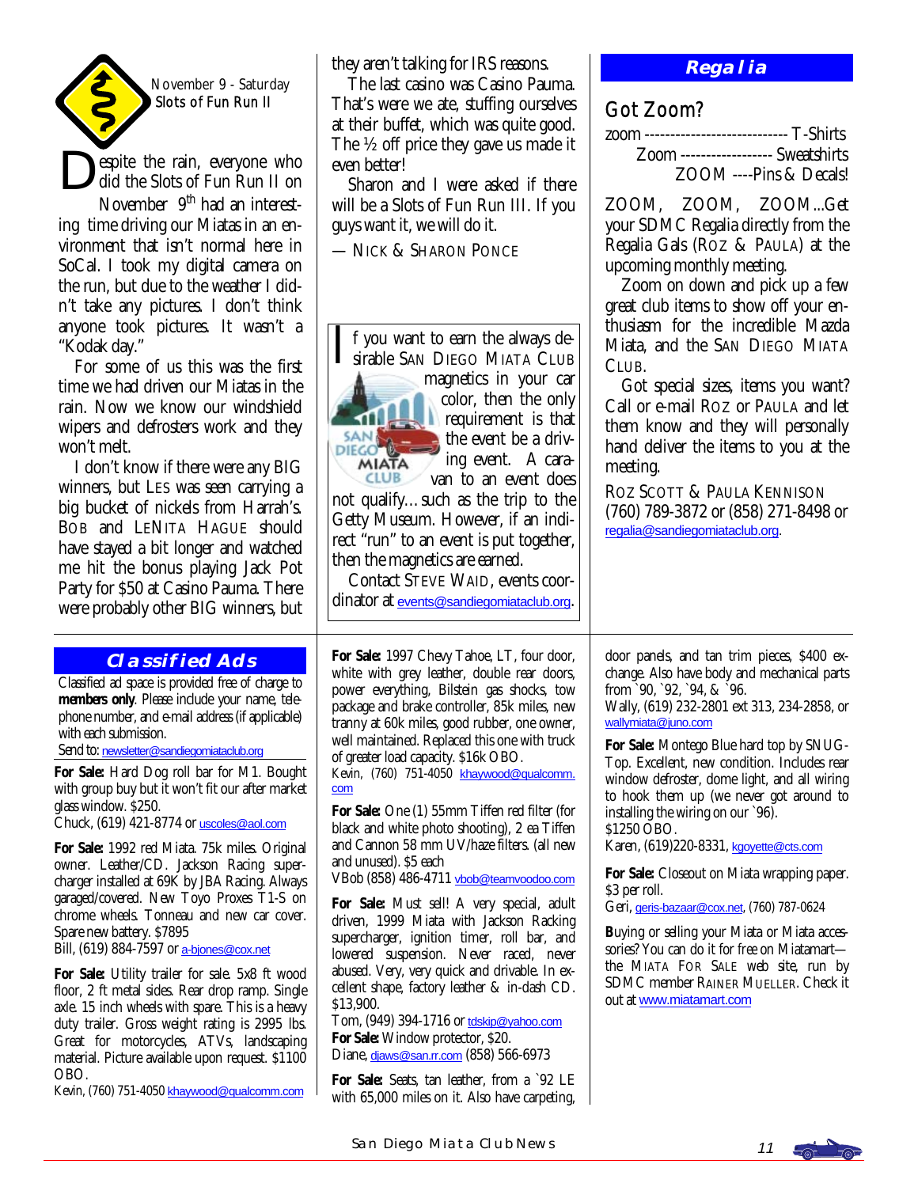November 9 - Saturday
Slots of Fun Run II

Despite the rain, everyone who did the Slots of Fun Run II on November 9th had an interesting time driving our Miatas in an environment that isn't normal here in SoCal. I took my digital camera on the run, but due to the weather I didn't take any pictures. I don't think anyone took pictures. It wasn't a "Kodak day."

For some of us this was the first time we had driven our Miatas in the rain. Now we know our windshield wipers and defrosters work and they won't melt.

I don't know if there were any BIG winners, but LES was seen carrying a big bucket of nickels from Harrah's. BOB and LENITA HAGUE should have stayed a bit longer and watched me hit the bonus playing Jack Pot Party for $50 at Casino Pauma. There were probably other BIG winners, but they aren't talking for IRS reasons.

The last casino was Casino Pauma. That's were we ate, stuffing ourselves at their buffet, which was quite good. The ½ off price they gave us made it even better!

Sharon and I were asked if there will be a Slots of Fun Run III. If you guys want it, we will do it.

— NICK & SHARON PONCE

If you want to earn the always desirable SAN DIEGO MIATA CLUB magnetics in your car color, then the only requirement is that the event be a driving event. A caravan to an event does not qualify…such as the trip to the Getty Museum. However, if an indirect "run" to an event is put together, then the magnetics are earned.

Contact STEVE WAID, events coordinator at events@sandiegomiataclub.org.

## Regalia

### Got Zoom?

zoom --------------------------- T-Shirts
Zoom ----------------- Sweatshirts
ZOOM ----Pins & Decals!

ZOOM, ZOOM, ZOOM...Get your SDMC Regalia directly from the Regalia Gals (ROZ & PAULA) at the upcoming monthly meeting.

Zoom on down and pick up a few great club items to show off your enthusiasm for the incredible Mazda Miata, and the SAN DIEGO MIATA CLUB.

Got special sizes, items you want? Call or e-mail ROZ or PAULA and let them know and they will personally hand deliver the items to you at the meeting.

ROZ SCOTT & PAULA KENNISON
(760) 789-3872 or (858) 271-8498 or regalia@sandiegomiataclub.org.

## Classified Ads

Classified ad space is provided free of charge to **members only**. Please include your name, telephone number, and e-mail address (if applicable) with each submission.
Send to: newsletter@sandiegomiataclub.org

**For Sale:** Hard Dog roll bar for M1. Bought with group buy but it won't fit our after market glass window. $250.
Chuck, (619) 421-8774 or uscoles@aol.com

**For Sale:** 1992 red Miata. 75k miles. Original owner. Leather/CD. Jackson Racing supercharger installed at 69K by JBA Racing. Always garaged/covered. New Toyo Proxes T1-S on chrome wheels. Tonneau and new car cover. Spare new battery. $7895
Bill, (619) 884-7597 or a-bjones@cox.net

**For Sale:** Utility trailer for sale. 5x8 ft wood floor, 2 ft metal sides. Rear drop ramp. Single axle. 15 inch wheels with spare. This is a heavy duty trailer. Gross weight rating is 2995 lbs. Great for motorcycles, ATVs, landscaping material. Picture available upon request. $1100 OBO.
Kevin, (760) 751-4050 khaywood@qualcomm.com

**For Sale:** 1997 Chevy Tahoe, LT, four door, white with grey leather, double rear doors, power everything, Bilstein gas shocks, tow package and brake controller, 85k miles, new tranny at 60k miles, good rubber, one owner, well maintained. Replaced this one with truck of greater load capacity. $16k OBO.
Kevin, (760) 751-4050 khaywood@qualcomm.com

**For Sale:** One (1) 55mm Tiffen red filter (for black and white photo shooting), 2 ea Tiffen and Cannon 58 mm UV/haze filters. (all new and unused). $5 each
VBob (858) 486-4711 vbob@teamvoodoo.com

**For Sale:** Must sell! A very special, adult driven, 1999 Miata with Jackson Racking supercharger, ignition timer, roll bar, and lowered suspension. Never raced, never abused. Very, very quick and drivable. In excellent shape, factory leather & in-dash CD. $13,900.
Tom, (949) 394-1716 or tdskip@yahoo.com

**For Sale:** Window protector, $20.
Diane, djaws@san.rr.com (858) 566-6973

**For Sale:** Seats, tan leather, from a `92 LE with 65,000 miles on it. Also have carpeting, door panels, and tan trim pieces, $400 exchange. Also have body and mechanical parts from `90, `92, `94, & `96.
Wally, (619) 232-2801 ext 313, 234-2858, or wallymiata@juno.com

**For Sale:** Montego Blue hard top by SNUG-Top. Excellent, new condition. Includes rear window defroster, dome light, and all wiring to hook them up (we never got around to installing the wiring on our `96).
$1250 OBO.
Karen, (619)220-8331, kgoyette@cts.com

**For Sale:** Closeout on Miata wrapping paper. $3 per roll.
Geri, geris-bazaar@cox.net, (760) 787-0624

**Buying or selling your Miata or Miata accessories?** You can do it for free on Miatamart—the MIATA FOR SALE web site, run by SDMC member RAINER MUELLER. Check it out at www.miatamart.com